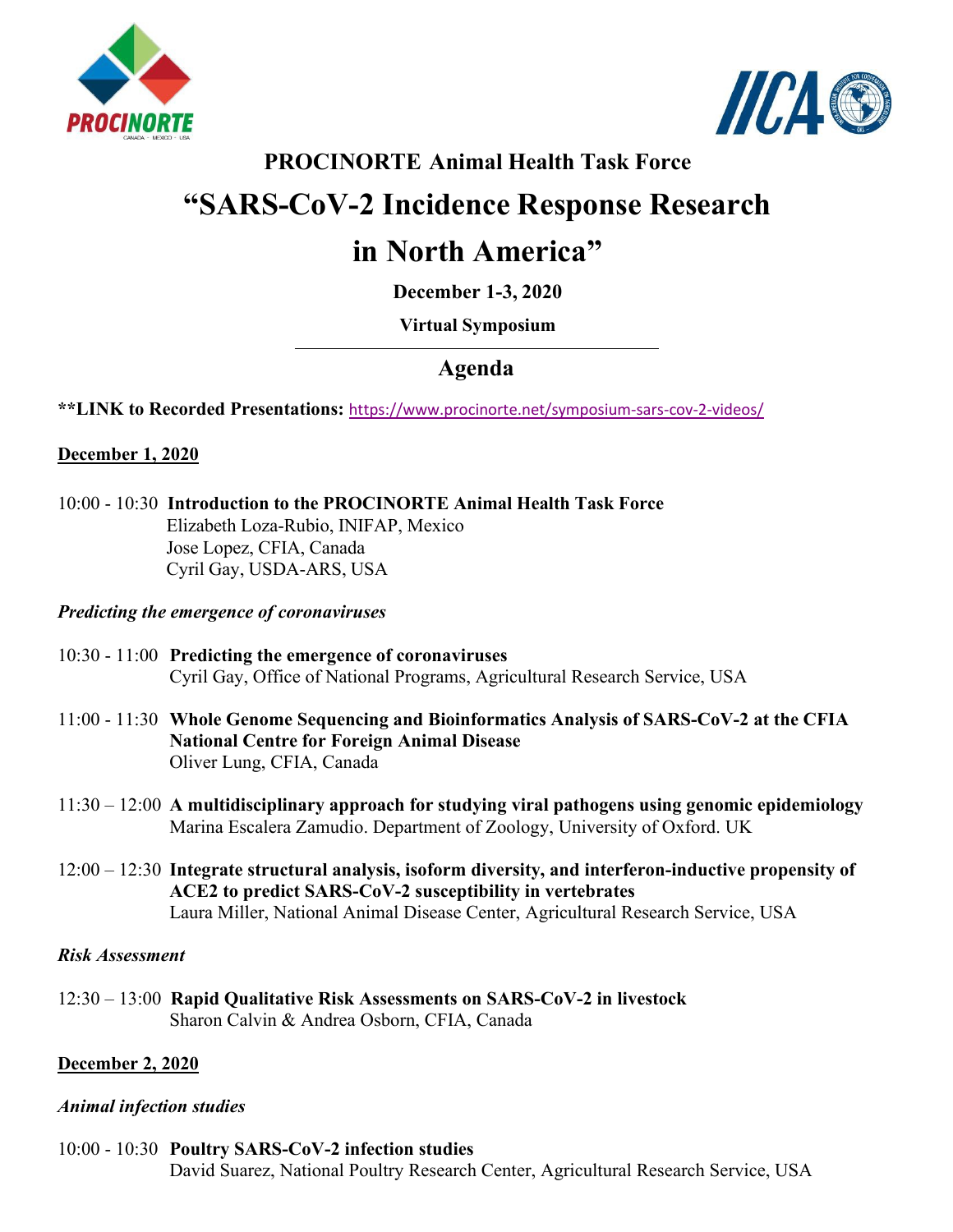# PROCINORTE Animal Health Task Force

# "SARS-CoV-2 Incidence Response Research in North America"

**December 1-3, 2020**

**Virtual Symposium**

## Agenda

**\*\*LINK to Recorded Presentations:** https://www.procinorte.net/symposium-sars-cov-2-videos/

### December 1, 2020

10:00 - 10:30 **Introduction to the PROCINORTE Animal Health Task Force**
Elizabeth Loza-Rubio, INIFAP, Mexico
Jose Lopez, CFIA, Canada
Cyril Gay, USDA-ARS, USA

*Predicting the emergence of coronaviruses*

10:30 - 11:00 **Predicting the emergence of coronaviruses**
Cyril Gay, Office of National Programs, Agricultural Research Service, USA

11:00 - 11:30 **Whole Genome Sequencing and Bioinformatics Analysis of SARS-CoV-2 at the CFIA National Centre for Foreign Animal Disease**
Oliver Lung, CFIA, Canada

11:30 – 12:00 **A multidisciplinary approach for studying viral pathogens using genomic epidemiology**
Marina Escalera Zamudio. Department of Zoology, University of Oxford. UK

12:00 – 12:30 **Integrate structural analysis, isoform diversity, and interferon-inductive propensity of ACE2 to predict SARS-CoV-2 susceptibility in vertebrates**
Laura Miller, National Animal Disease Center, Agricultural Research Service, USA

*Risk Assessment*

12:30 – 13:00 **Rapid Qualitative Risk Assessments on SARS-CoV-2 in livestock**
Sharon Calvin & Andrea Osborn, CFIA, Canada

### December 2, 2020

*Animal infection studies*

10:00 - 10:30 **Poultry SARS-CoV-2 infection studies**
David Suarez, National Poultry Research Center, Agricultural Research Service, USA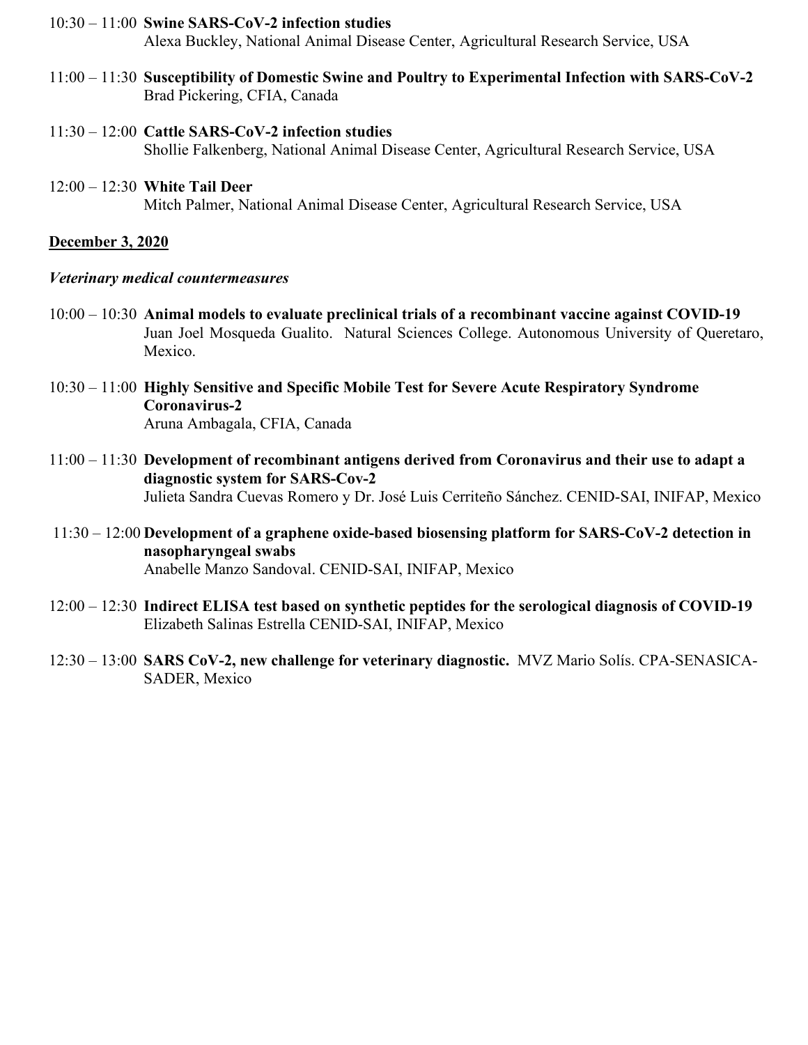10:30 – 11:00 **Swine SARS-CoV-2 infection studies**
Alexa Buckley, National Animal Disease Center, Agricultural Research Service, USA

11:00 – 11:30 **Susceptibility of Domestic Swine and Poultry to Experimental Infection with SARS-CoV-2**
Brad Pickering, CFIA, Canada

11:30 – 12:00 **Cattle SARS-CoV-2 infection studies**
Shollie Falkenberg, National Animal Disease Center, Agricultural Research Service, USA

12:00 – 12:30 **White Tail Deer**
Mitch Palmer, National Animal Disease Center, Agricultural Research Service, USA

**December 3, 2020**

***Veterinary medical countermeasures***

10:00 – 10:30 **Animal models to evaluate preclinical trials of a recombinant vaccine against COVID-19**
Juan Joel Mosqueda Gualito. Natural Sciences College. Autonomous University of Queretaro, Mexico.

10:30 – 11:00 **Highly Sensitive and Specific Mobile Test for Severe Acute Respiratory Syndrome Coronavirus-2**
Aruna Ambagala, CFIA, Canada

11:00 – 11:30 **Development of recombinant antigens derived from Coronavirus and their use to adapt a diagnostic system for SARS-Cov-2**
Julieta Sandra Cuevas Romero y Dr. José Luis Cerriteño Sánchez. CENID-SAI, INIFAP, Mexico

11:30 – 12:00 **Development of a graphene oxide-based biosensing platform for SARS-CoV-2 detection in nasopharyngeal swabs**
Anabelle Manzo Sandoval. CENID-SAI, INIFAP, Mexico

12:00 – 12:30 **Indirect ELISA test based on synthetic peptides for the serological diagnosis of COVID-19**
Elizabeth Salinas Estrella CENID-SAI, INIFAP, Mexico

12:30 – 13:00 **SARS CoV-2, new challenge for veterinary diagnostic.** MVZ Mario Solís. CPA-SENASICA-SADER, Mexico